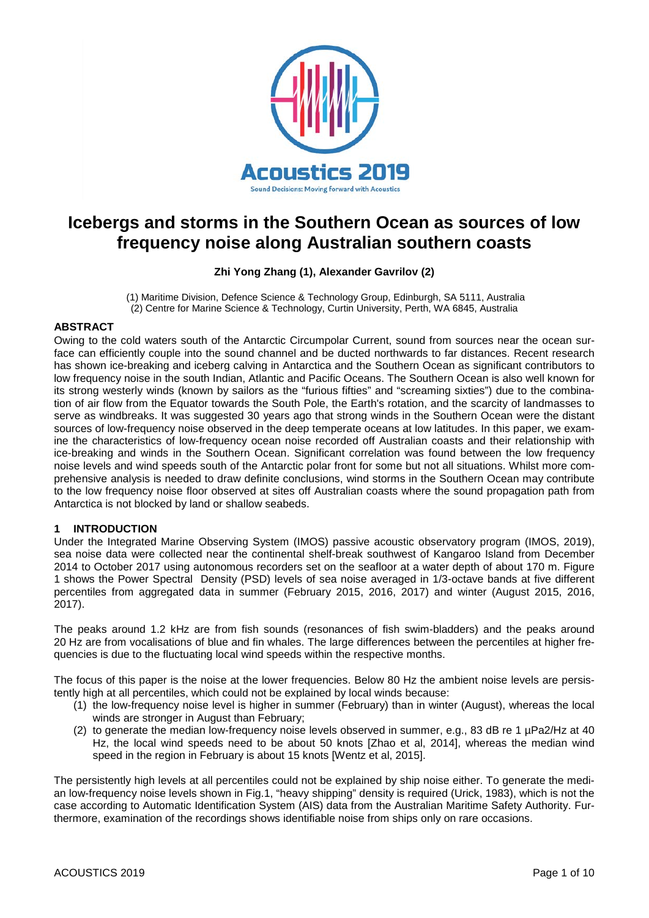# Icebergs and storms in the Southern Ocean as sources of low frequency noise along Australian southern coasts

**Zhi Yong Zhang (1), Alexander Gavrilov (2)**

(1) Maritime Division, Defence Science & Technology Group, Edinburgh, SA 5111, Australia
(2) Centre for Marine Science & Technology, Curtin University, Perth, WA 6845, Australia

## ABSTRACT

Owing to the cold waters south of the Antarctic Circumpolar Current, sound from sources near the ocean surface can efficiently couple into the sound channel and be ducted northwards to far distances. Recent research has shown ice-breaking and iceberg calving in Antarctica and the Southern Ocean as significant contributors to low frequency noise in the south Indian, Atlantic and Pacific Oceans. The Southern Ocean is also well known for its strong westerly winds (known by sailors as the "furious fifties" and "screaming sixties") due to the combination of air flow from the Equator towards the South Pole, the Earth's rotation, and the scarcity of landmasses to serve as windbreaks. It was suggested 30 years ago that strong winds in the Southern Ocean were the distant sources of low-frequency noise observed in the deep temperate oceans at low latitudes. In this paper, we examine the characteristics of low-frequency ocean noise recorded off Australian coasts and their relationship with ice-breaking and winds in the Southern Ocean. Significant correlation was found between the low frequency noise levels and wind speeds south of the Antarctic polar front for some but not all situations. Whilst more comprehensive analysis is needed to draw definite conclusions, wind storms in the Southern Ocean may contribute to the low frequency noise floor observed at sites off Australian coasts where the sound propagation path from Antarctica is not blocked by land or shallow seabeds.

## 1 INTRODUCTION

Under the Integrated Marine Observing System (IMOS) passive acoustic observatory program (IMOS, 2019), sea noise data were collected near the continental shelf-break southwest of Kangaroo Island from December 2014 to October 2017 using autonomous recorders set on the seafloor at a water depth of about 170 m. Figure 1 shows the Power Spectral Density (PSD) levels of sea noise averaged in 1/3-octave bands at five different percentiles from aggregated data in summer (February 2015, 2016, 2017) and winter (August 2015, 2016, 2017).

The peaks around 1.2 kHz are from fish sounds (resonances of fish swim-bladders) and the peaks around 20 Hz are from vocalisations of blue and fin whales. The large differences between the percentiles at higher frequencies is due to the fluctuating local wind speeds within the respective months.

The focus of this paper is the noise at the lower frequencies. Below 80 Hz the ambient noise levels are persistently high at all percentiles, which could not be explained by local winds because:

1. the low-frequency noise level is higher in summer (February) than in winter (August), whereas the local winds are stronger in August than February;
2. to generate the median low-frequency noise levels observed in summer, e.g., 83 dB re 1 μPa2/Hz at 40 Hz, the local wind speeds need to be about 50 knots [Zhao et al, 2014], whereas the median wind speed in the region in February is about 15 knots [Wentz et al, 2015].

The persistently high levels at all percentiles could not be explained by ship noise either. To generate the median low-frequency noise levels shown in Fig.1, "heavy shipping" density is required (Urick, 1983), which is not the case according to Automatic Identification System (AIS) data from the Australian Maritime Safety Authority. Furthermore, examination of the recordings shows identifiable noise from ships only on rare occasions.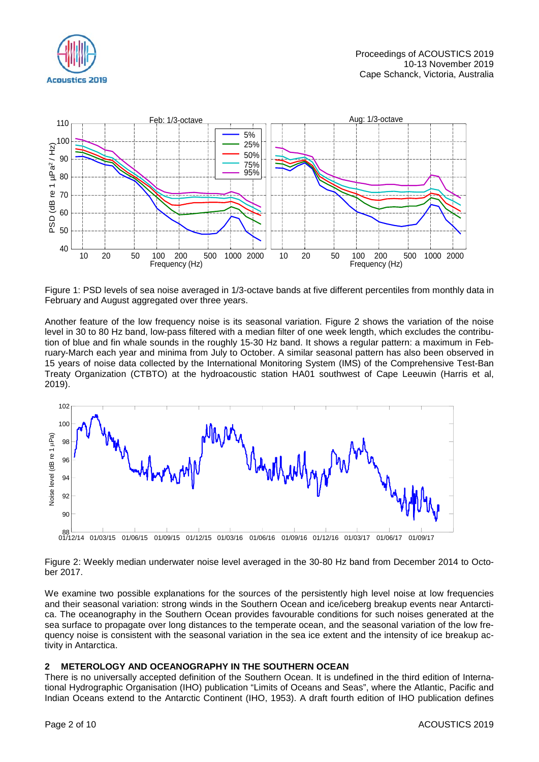Figure 1: PSD levels of sea noise averaged in 1/3-octave bands at five different percentiles from monthly data in February and August aggregated over three years.

Another feature of the low frequency noise is its seasonal variation. Figure 2 shows the variation of the noise level in 30 to 80 Hz band, low-pass filtered with a median filter of one week length, which excludes the contribution of blue and fin whale sounds in the roughly 15-30 Hz band. It shows a regular pattern: a maximum in February-March each year and minima from July to October. A similar seasonal pattern has also been observed in 15 years of noise data collected by the International Monitoring System (IMS) of the Comprehensive Test-Ban Treaty Organization (CTBTO) at the hydroacoustic station HA01 southwest of Cape Leeuwin (Harris et al, 2019).

Figure 2: Weekly median underwater noise level averaged in the 30-80 Hz band from December 2014 to October 2017.

We examine two possible explanations for the sources of the persistently high level noise at low frequencies and their seasonal variation: strong winds in the Southern Ocean and ice/iceberg breakup events near Antarctica. The oceanography in the Southern Ocean provides favourable conditions for such noises generated at the sea surface to propagate over long distances to the temperate ocean, and the seasonal variation of the low frequency noise is consistent with the seasonal variation in the sea ice extent and the intensity of ice breakup activity in Antarctica.

## 2 METEROLOGY AND OCEANOGRAPHY IN THE SOUTHERN OCEAN

There is no universally accepted definition of the Southern Ocean. It is undefined in the third edition of International Hydrographic Organisation (IHO) publication "Limits of Oceans and Seas", where the Atlantic, Pacific and Indian Oceans extend to the Antarctic Continent (IHO, 1953). A draft fourth edition of IHO publication defines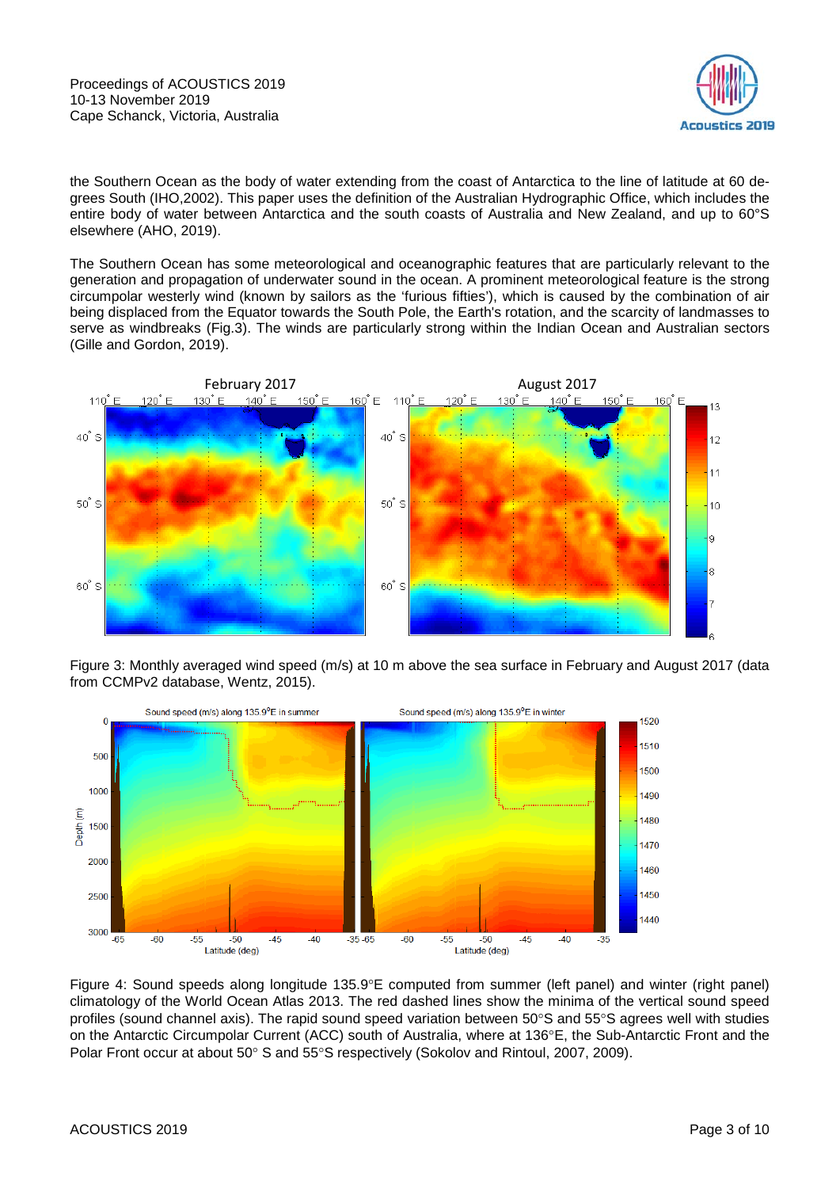the Southern Ocean as the body of water extending from the coast of Antarctica to the line of latitude at 60 degrees South (IHO,2002). This paper uses the definition of the Australian Hydrographic Office, which includes the entire body of water between Antarctica and the south coasts of Australia and New Zealand, and up to 60°S elsewhere (AHO, 2019).

The Southern Ocean has some meteorological and oceanographic features that are particularly relevant to the generation and propagation of underwater sound in the ocean. A prominent meteorological feature is the strong circumpolar westerly wind (known by sailors as the 'furious fifties'), which is caused by the combination of air being displaced from the Equator towards the South Pole, the Earth's rotation, and the scarcity of landmasses to serve as windbreaks (Fig.3). The winds are particularly strong within the Indian Ocean and Australian sectors (Gille and Gordon, 2019).

Figure 3: Monthly averaged wind speed (m/s) at 10 m above the sea surface in February and August 2017 (data from CCMPv2 database, Wentz, 2015).

Figure 4: Sound speeds along longitude 135.9°E computed from summer (left panel) and winter (right panel) climatology of the World Ocean Atlas 2013. The red dashed lines show the minima of the vertical sound speed profiles (sound channel axis). The rapid sound speed variation between 50°S and 55°S agrees well with studies on the Antarctic Circumpolar Current (ACC) south of Australia, where at 136°E, the Sub-Antarctic Front and the Polar Front occur at about 50° S and 55°S respectively (Sokolov and Rintoul, 2007, 2009).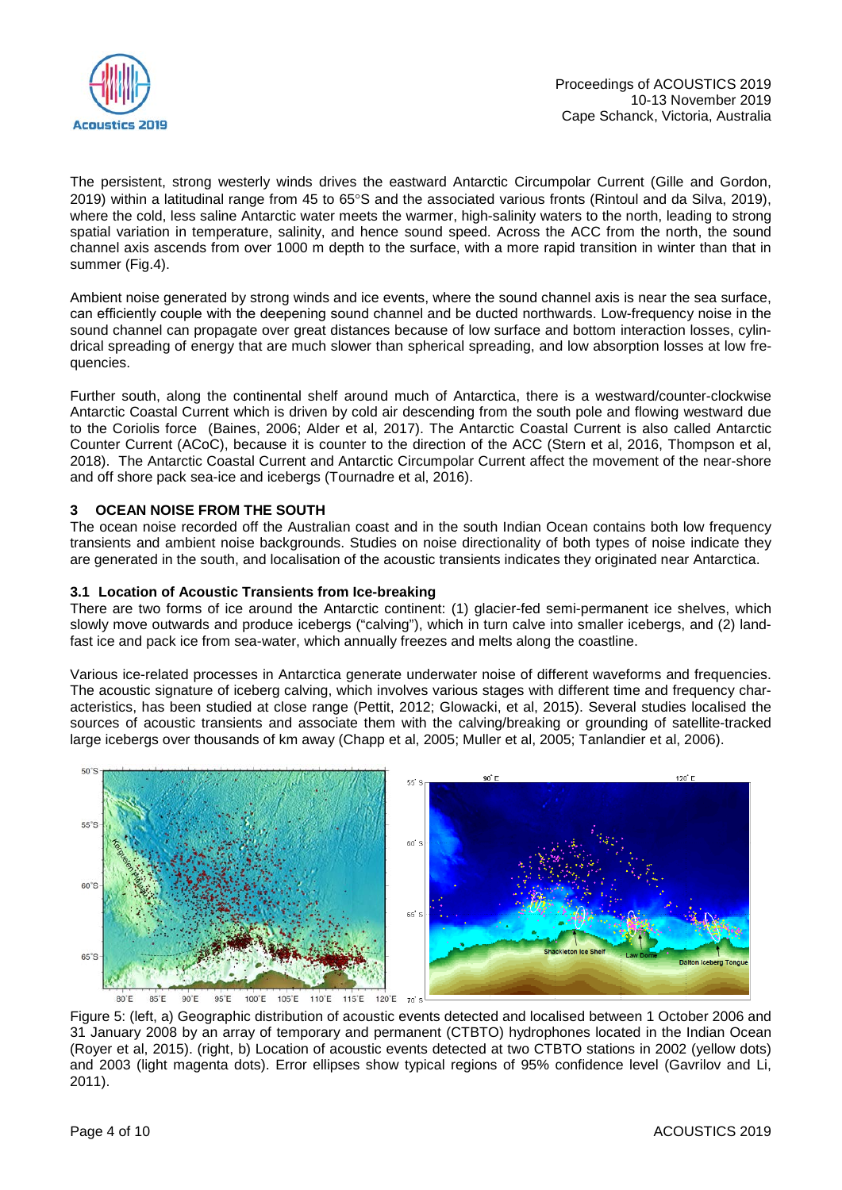The persistent, strong westerly winds drives the eastward Antarctic Circumpolar Current (Gille and Gordon, 2019) within a latitudinal range from 45 to 65°S and the associated various fronts (Rintoul and da Silva, 2019), where the cold, less saline Antarctic water meets the warmer, high-salinity waters to the north, leading to strong spatial variation in temperature, salinity, and hence sound speed. Across the ACC from the north, the sound channel axis ascends from over 1000 m depth to the surface, with a more rapid transition in winter than that in summer (Fig.4).

Ambient noise generated by strong winds and ice events, where the sound channel axis is near the sea surface, can efficiently couple with the deepening sound channel and be ducted northwards. Low-frequency noise in the sound channel can propagate over great distances because of low surface and bottom interaction losses, cylindrical spreading of energy that are much slower than spherical spreading, and low absorption losses at low frequencies.

Further south, along the continental shelf around much of Antarctica, there is a westward/counter-clockwise Antarctic Coastal Current which is driven by cold air descending from the south pole and flowing westward due to the Coriolis force (Baines, 2006; Alder et al, 2017). The Antarctic Coastal Current is also called Antarctic Counter Current (ACoC), because it is counter to the direction of the ACC (Stern et al, 2016, Thompson et al, 2018). The Antarctic Coastal Current and Antarctic Circumpolar Current affect the movement of the near-shore and off shore pack sea-ice and icebergs (Tournadre et al, 2016).

## 3 OCEAN NOISE FROM THE SOUTH

The ocean noise recorded off the Australian coast and in the south Indian Ocean contains both low frequency transients and ambient noise backgrounds. Studies on noise directionality of both types of noise indicate they are generated in the south, and localisation of the acoustic transients indicates they originated near Antarctica.

### 3.1 Location of Acoustic Transients from Ice-breaking

There are two forms of ice around the Antarctic continent: (1) glacier-fed semi-permanent ice shelves, which slowly move outwards and produce icebergs ("calving"), which in turn calve into smaller icebergs, and (2) land-fast ice and pack ice from sea-water, which annually freezes and melts along the coastline.

Various ice-related processes in Antarctica generate underwater noise of different waveforms and frequencies. The acoustic signature of iceberg calving, which involves various stages with different time and frequency characteristics, has been studied at close range (Pettit, 2012; Glowacki, et al, 2015). Several studies localised the sources of acoustic transients and associate them with the calving/breaking or grounding of satellite-tracked large icebergs over thousands of km away (Chapp et al, 2005; Muller et al, 2005; Tanlandier et al, 2006).

Figure 5: (left, a) Geographic distribution of acoustic events detected and localised between 1 October 2006 and 31 January 2008 by an array of temporary and permanent (CTBTO) hydrophones located in the Indian Ocean (Royer et al, 2015). (right, b) Location of acoustic events detected at two CTBTO stations in 2002 (yellow dots) and 2003 (light magenta dots). Error ellipses show typical regions of 95% confidence level (Gavrilov and Li, 2011).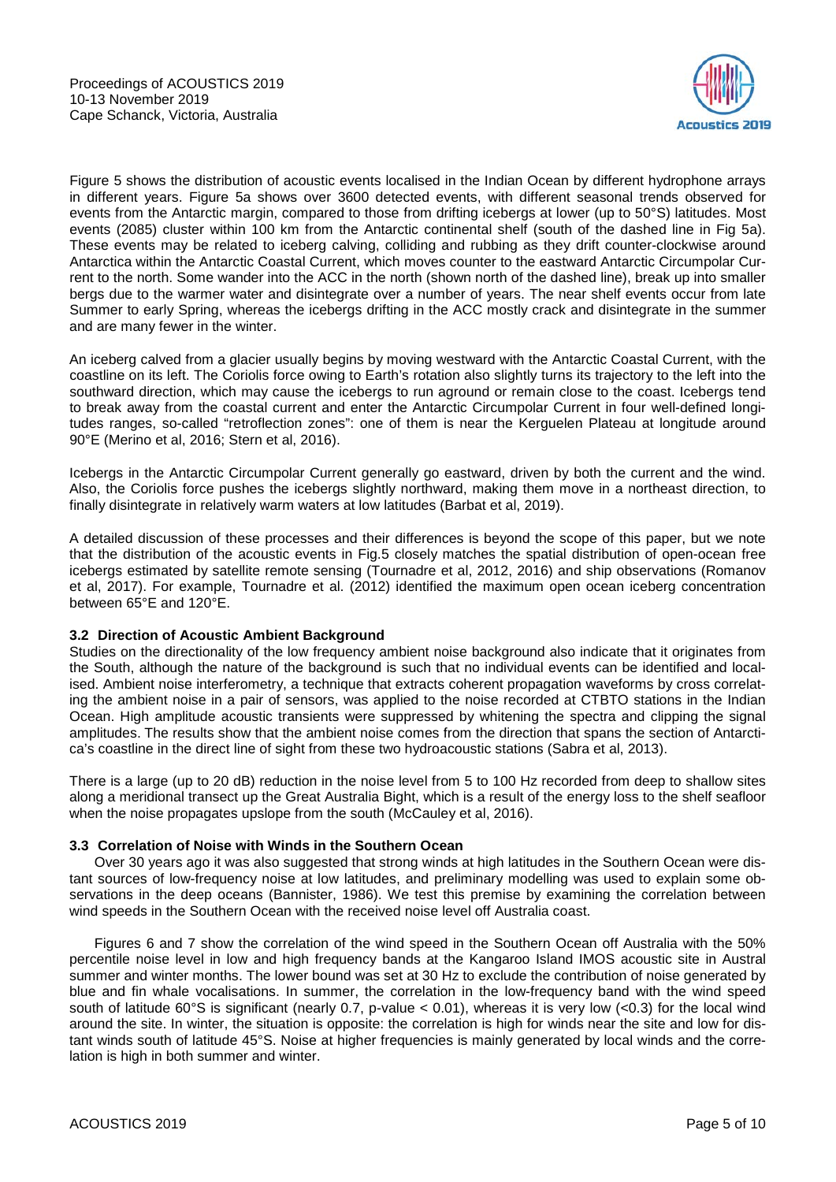Figure 5 shows the distribution of acoustic events localised in the Indian Ocean by different hydrophone arrays in different years. Figure 5a shows over 3600 detected events, with different seasonal trends observed for events from the Antarctic margin, compared to those from drifting icebergs at lower (up to 50°S) latitudes. Most events (2085) cluster within 100 km from the Antarctic continental shelf (south of the dashed line in Fig 5a). These events may be related to iceberg calving, colliding and rubbing as they drift counter-clockwise around Antarctica within the Antarctic Coastal Current, which moves counter to the eastward Antarctic Circumpolar Current to the north. Some wander into the ACC in the north (shown north of the dashed line), break up into smaller bergs due to the warmer water and disintegrate over a number of years. The near shelf events occur from late Summer to early Spring, whereas the icebergs drifting in the ACC mostly crack and disintegrate in the summer and are many fewer in the winter.

An iceberg calved from a glacier usually begins by moving westward with the Antarctic Coastal Current, with the coastline on its left. The Coriolis force owing to Earth's rotation also slightly turns its trajectory to the left into the southward direction, which may cause the icebergs to run aground or remain close to the coast. Icebergs tend to break away from the coastal current and enter the Antarctic Circumpolar Current in four well-defined longitudes ranges, so-called "retroflection zones": one of them is near the Kerguelen Plateau at longitude around 90°E (Merino et al, 2016; Stern et al, 2016).

Icebergs in the Antarctic Circumpolar Current generally go eastward, driven by both the current and the wind. Also, the Coriolis force pushes the icebergs slightly northward, making them move in a northeast direction, to finally disintegrate in relatively warm waters at low latitudes (Barbat et al, 2019).

A detailed discussion of these processes and their differences is beyond the scope of this paper, but we note that the distribution of the acoustic events in Fig.5 closely matches the spatial distribution of open-ocean free icebergs estimated by satellite remote sensing (Tournadre et al, 2012, 2016) and ship observations (Romanov et al, 2017). For example, Tournadre et al. (2012) identified the maximum open ocean iceberg concentration between 65°E and 120°E.

### 3.2 Direction of Acoustic Ambient Background

Studies on the directionality of the low frequency ambient noise background also indicate that it originates from the South, although the nature of the background is such that no individual events can be identified and localised. Ambient noise interferometry, a technique that extracts coherent propagation waveforms by cross correlating the ambient noise in a pair of sensors, was applied to the noise recorded at CTBTO stations in the Indian Ocean. High amplitude acoustic transients were suppressed by whitening the spectra and clipping the signal amplitudes. The results show that the ambient noise comes from the direction that spans the section of Antarctica's coastline in the direct line of sight from these two hydroacoustic stations (Sabra et al, 2013).

There is a large (up to 20 dB) reduction in the noise level from 5 to 100 Hz recorded from deep to shallow sites along a meridional transect up the Great Australia Bight, which is a result of the energy loss to the shelf seafloor when the noise propagates upslope from the south (McCauley et al, 2016).

### 3.3 Correlation of Noise with Winds in the Southern Ocean

Over 30 years ago it was also suggested that strong winds at high latitudes in the Southern Ocean were distant sources of low-frequency noise at low latitudes, and preliminary modelling was used to explain some observations in the deep oceans (Bannister, 1986). We test this premise by examining the correlation between wind speeds in the Southern Ocean with the received noise level off Australia coast.

Figures 6 and 7 show the correlation of the wind speed in the Southern Ocean off Australia with the 50% percentile noise level in low and high frequency bands at the Kangaroo Island IMOS acoustic site in Austral summer and winter months. The lower bound was set at 30 Hz to exclude the contribution of noise generated by blue and fin whale vocalisations. In summer, the correlation in the low-frequency band with the wind speed south of latitude 60°S is significant (nearly 0.7, p-value $< 0.01$), whereas it is very low ($<0.3$) for the local wind around the site. In winter, the situation is opposite: the correlation is high for winds near the site and low for distant winds south of latitude 45°S. Noise at higher frequencies is mainly generated by local winds and the correlation is high in both summer and winter.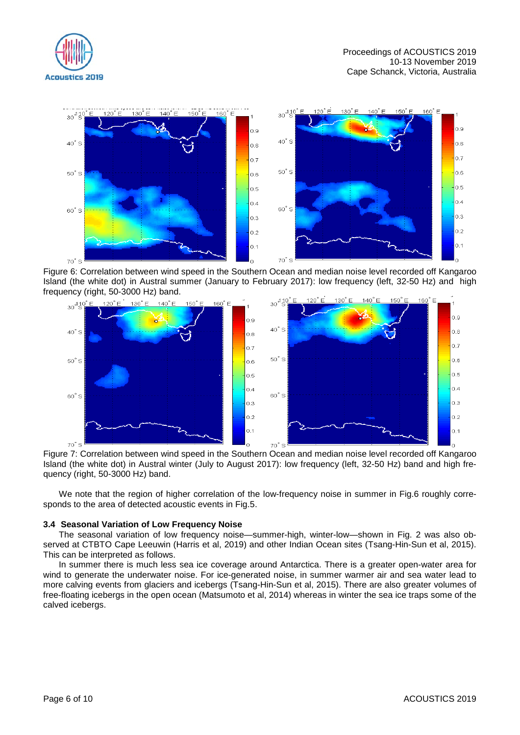Figure 6: Correlation between wind speed in the Southern Ocean and median noise level recorded off Kangaroo Island (the white dot) in Austral summer (January to February 2017): low frequency (left, 32-50 Hz) and high frequency (right, 50-3000 Hz) band.

Figure 7: Correlation between wind speed in the Southern Ocean and median noise level recorded off Kangaroo Island (the white dot) in Austral winter (July to August 2017): low frequency (left, 32-50 Hz) band and high frequency (right, 50-3000 Hz) band.

We note that the region of higher correlation of the low-frequency noise in summer in Fig.6 roughly corresponds to the area of detected acoustic events in Fig.5.

### 3.4 Seasonal Variation of Low Frequency Noise

The seasonal variation of low frequency noise—summer-high, winter-low—shown in Fig. 2 was also observed at CTBTO Cape Leeuwin (Harris et al, 2019) and other Indian Ocean sites (Tsang-Hin-Sun et al, 2015). This can be interpreted as follows.

In summer there is much less sea ice coverage around Antarctica. There is a greater open-water area for wind to generate the underwater noise. For ice-generated noise, in summer warmer air and sea water lead to more calving events from glaciers and icebergs (Tsang-Hin-Sun et al, 2015). There are also greater volumes of free-floating icebergs in the open ocean (Matsumoto et al, 2014) whereas in winter the sea ice traps some of the calved icebergs.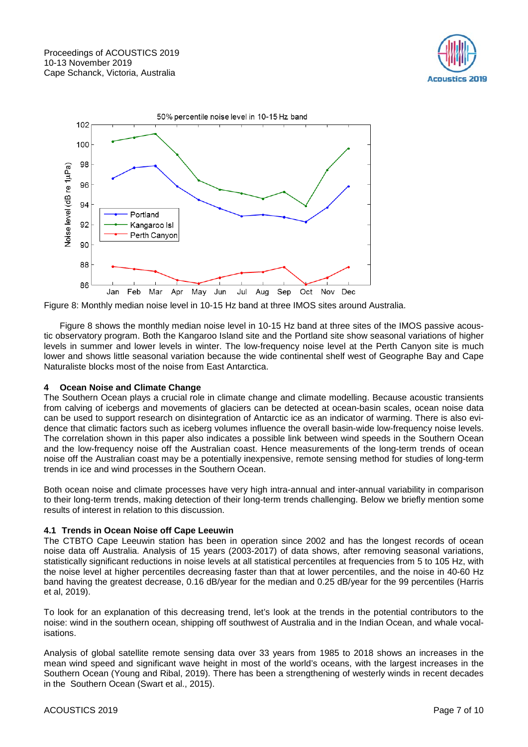Figure 8: Monthly median noise level in 10-15 Hz band at three IMOS sites around Australia.

Figure 8 shows the monthly median noise level in 10-15 Hz band at three sites of the IMOS passive acoustic observatory program. Both the Kangaroo Island site and the Portland site show seasonal variations of higher levels in summer and lower levels in winter. The low-frequency noise level at the Perth Canyon site is much lower and shows little seasonal variation because the wide continental shelf west of Geographe Bay and Cape Naturaliste blocks most of the noise from East Antarctica.

## 4 Ocean Noise and Climate Change

The Southern Ocean plays a crucial role in climate change and climate modelling. Because acoustic transients from calving of icebergs and movements of glaciers can be detected at ocean-basin scales, ocean noise data can be used to support research on disintegration of Antarctic ice as an indicator of warming. There is also evidence that climatic factors such as iceberg volumes influence the overall basin-wide low-frequency noise levels. The correlation shown in this paper also indicates a possible link between wind speeds in the Southern Ocean and the low-frequency noise off the Australian coast. Hence measurements of the long-term trends of ocean noise off the Australian coast may be a potentially inexpensive, remote sensing method for studies of long-term trends in ice and wind processes in the Southern Ocean.

Both ocean noise and climate processes have very high intra-annual and inter-annual variability in comparison to their long-term trends, making detection of their long-term trends challenging. Below we briefly mention some results of interest in relation to this discussion.

### 4.1 Trends in Ocean Noise off Cape Leeuwin

The CTBTO Cape Leeuwin station has been in operation since 2002 and has the longest records of ocean noise data off Australia. Analysis of 15 years (2003-2017) of data shows, after removing seasonal variations, statistically significant reductions in noise levels at all statistical percentiles at frequencies from 5 to 105 Hz, with the noise level at higher percentiles decreasing faster than that at lower percentiles, and the noise in 40-60 Hz band having the greatest decrease, 0.16 dB/year for the median and 0.25 dB/year for the 99 percentiles (Harris et al, 2019).

To look for an explanation of this decreasing trend, let's look at the trends in the potential contributors to the noise: wind in the southern ocean, shipping off southwest of Australia and in the Indian Ocean, and whale vocalisations.

Analysis of global satellite remote sensing data over 33 years from 1985 to 2018 shows an increases in the mean wind speed and significant wave height in most of the world's oceans, with the largest increases in the Southern Ocean (Young and Ribal, 2019). There has been a strengthening of westerly winds in recent decades in the Southern Ocean (Swart et al., 2015).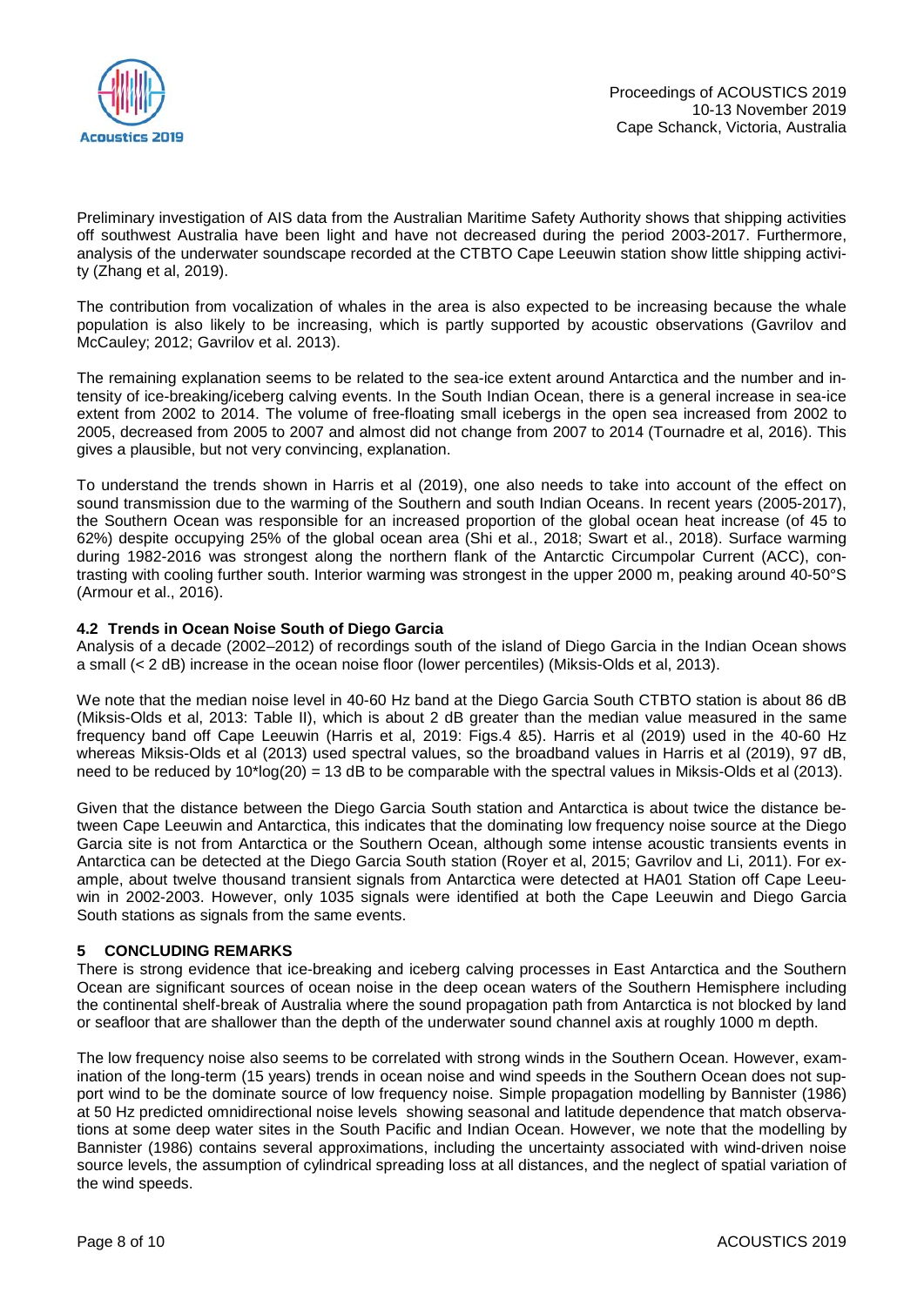Preliminary investigation of AIS data from the Australian Maritime Safety Authority shows that shipping activities off southwest Australia have been light and have not decreased during the period 2003-2017. Furthermore, analysis of the underwater soundscape recorded at the CTBTO Cape Leeuwin station show little shipping activity (Zhang et al, 2019).

The contribution from vocalization of whales in the area is also expected to be increasing because the whale population is also likely to be increasing, which is partly supported by acoustic observations (Gavrilov and McCauley; 2012; Gavrilov et al. 2013).

The remaining explanation seems to be related to the sea-ice extent around Antarctica and the number and intensity of ice-breaking/iceberg calving events. In the South Indian Ocean, there is a general increase in sea-ice extent from 2002 to 2014. The volume of free-floating small icebergs in the open sea increased from 2002 to 2005, decreased from 2005 to 2007 and almost did not change from 2007 to 2014 (Tournadre et al, 2016). This gives a plausible, but not very convincing, explanation.

To understand the trends shown in Harris et al (2019), one also needs to take into account of the effect on sound transmission due to the warming of the Southern and south Indian Oceans. In recent years (2005-2017), the Southern Ocean was responsible for an increased proportion of the global ocean heat increase (of 45 to 62%) despite occupying 25% of the global ocean area (Shi et al., 2018; Swart et al., 2018). Surface warming during 1982-2016 was strongest along the northern flank of the Antarctic Circumpolar Current (ACC), contrasting with cooling further south. Interior warming was strongest in the upper 2000 m, peaking around 40-50°S (Armour et al., 2016).

### 4.2 Trends in Ocean Noise South of Diego Garcia

Analysis of a decade (2002–2012) of recordings south of the island of Diego Garcia in the Indian Ocean shows a small (< 2 dB) increase in the ocean noise floor (lower percentiles) (Miksis-Olds et al, 2013).

We note that the median noise level in 40-60 Hz band at the Diego Garcia South CTBTO station is about 86 dB (Miksis-Olds et al, 2013: Table II), which is about 2 dB greater than the median value measured in the same frequency band off Cape Leeuwin (Harris et al, 2019: Figs.4 &5). Harris et al (2019) used in the 40-60 Hz whereas Miksis-Olds et al (2013) used spectral values, so the broadband values in Harris et al (2019), 97 dB, need to be reduced by $10*\log(20) = 13$ dB to be comparable with the spectral values in Miksis-Olds et al (2013).

Given that the distance between the Diego Garcia South station and Antarctica is about twice the distance between Cape Leeuwin and Antarctica, this indicates that the dominating low frequency noise source at the Diego Garcia site is not from Antarctica or the Southern Ocean, although some intense acoustic transients events in Antarctica can be detected at the Diego Garcia South station (Royer et al, 2015; Gavrilov and Li, 2011). For example, about twelve thousand transient signals from Antarctica were detected at HA01 Station off Cape Leeuwin in 2002-2003. However, only 1035 signals were identified at both the Cape Leeuwin and Diego Garcia South stations as signals from the same events.

## 5 CONCLUDING REMARKS

There is strong evidence that ice-breaking and iceberg calving processes in East Antarctica and the Southern Ocean are significant sources of ocean noise in the deep ocean waters of the Southern Hemisphere including the continental shelf-break of Australia where the sound propagation path from Antarctica is not blocked by land or seafloor that are shallower than the depth of the underwater sound channel axis at roughly 1000 m depth.

The low frequency noise also seems to be correlated with strong winds in the Southern Ocean. However, examination of the long-term (15 years) trends in ocean noise and wind speeds in the Southern Ocean does not support wind to be the dominate source of low frequency noise. Simple propagation modelling by Bannister (1986) at 50 Hz predicted omnidirectional noise levels showing seasonal and latitude dependence that match observations at some deep water sites in the South Pacific and Indian Ocean. However, we note that the modelling by Bannister (1986) contains several approximations, including the uncertainty associated with wind-driven noise source levels, the assumption of cylindrical spreading loss at all distances, and the neglect of spatial variation of the wind speeds.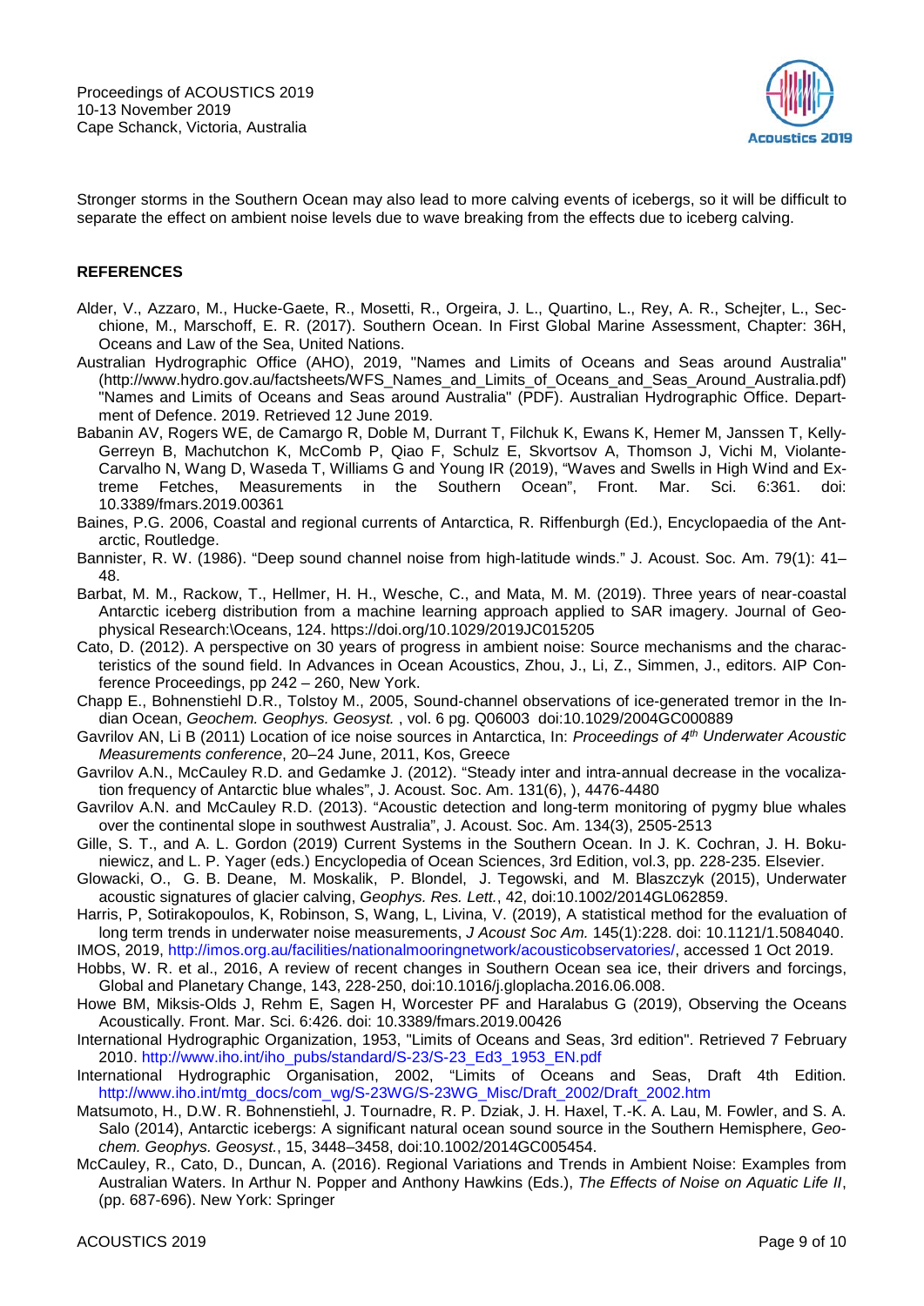Stronger storms in the Southern Ocean may also lead to more calving events of icebergs, so it will be difficult to separate the effect on ambient noise levels due to wave breaking from the effects due to iceberg calving.

## REFERENCES

Alder, V., Azzaro, M., Hucke-Gaete, R., Mosetti, R., Orgeira, J. L., Quartino, L., Rey, A. R., Schejter, L., Secchione, M., Marschoff, E. R. (2017). Southern Ocean. In First Global Marine Assessment, Chapter: 36H, Oceans and Law of the Sea, United Nations.

Australian Hydrographic Office (AHO), 2019, "Names and Limits of Oceans and Seas around Australia" (http://www.hydro.gov.au/factsheets/WFS_Names_and_Limits_of_Oceans_and_Seas_Around_Australia.pdf) "Names and Limits of Oceans and Seas around Australia" (PDF). Australian Hydrographic Office. Department of Defence. 2019. Retrieved 12 June 2019.

Babanin AV, Rogers WE, de Camargo R, Doble M, Durrant T, Filchuk K, Ewans K, Hemer M, Janssen T, Kelly-Gerreyn B, Machutchon K, McComb P, Qiao F, Schulz E, Skvortsov A, Thomson J, Vichi M, Violante-Carvalho N, Wang D, Waseda T, Williams G and Young IR (2019), "Waves and Swells in High Wind and Extreme Fetches, Measurements in the Southern Ocean", Front. Mar. Sci. 6:361. doi: 10.3389/fmars.2019.00361

Baines, P.G. 2006, Coastal and regional currents of Antarctica, R. Riffenburgh (Ed.), Encyclopaedia of the Antarctic, Routledge.

Bannister, R. W. (1986). "Deep sound channel noise from high-latitude winds." J. Acoust. Soc. Am. 79(1): 41–48.

Barbat, M. M., Rackow, T., Hellmer, H. H., Wesche, C., and Mata, M. M. (2019). Three years of near-coastal Antarctic iceberg distribution from a machine learning approach applied to SAR imagery. Journal of Geophysical Research:\Oceans, 124. https://doi.org/10.1029/2019JC015205

Cato, D. (2012). A perspective on 30 years of progress in ambient noise: Source mechanisms and the characteristics of the sound field. In Advances in Ocean Acoustics, Zhou, J., Li, Z., Simmen, J., editors. AIP Conference Proceedings, pp 242 – 260, New York.

Chapp E., Bohnenstiehl D.R., Tolstoy M., 2005, Sound-channel observations of ice-generated tremor in the Indian Ocean, *Geochem. Geophys. Geosyst.* , vol. 6 pg. Q06003 doi:10.1029/2004GC000889

Gavrilov AN, Li B (2011) Location of ice noise sources in Antarctica, In: *Proceedings of 4th Underwater Acoustic Measurements conference*, 20–24 June, 2011, Kos, Greece

Gavrilov A.N., McCauley R.D. and Gedamke J. (2012). "Steady inter and intra-annual decrease in the vocalization frequency of Antarctic blue whales", J. Acoust. Soc. Am. 131(6), ), 4476-4480

Gavrilov A.N. and McCauley R.D. (2013). "Acoustic detection and long-term monitoring of pygmy blue whales over the continental slope in southwest Australia", J. Acoust. Soc. Am. 134(3), 2505-2513

Gille, S. T., and A. L. Gordon (2019) Current Systems in the Southern Ocean. In J. K. Cochran, J. H. Bokuniewicz, and L. P. Yager (eds.) Encyclopedia of Ocean Sciences, 3rd Edition, vol.3, pp. 228-235. Elsevier.

Glowacki, O., G. B. Deane, M. Moskalik, P. Blondel, J. Tegowski, and M. Blaszczyk (2015), Underwater acoustic signatures of glacier calving, *Geophys. Res. Lett.*, 42, doi:10.1002/2014GL062859.

Harris, P, Sotirakopoulos, K, Robinson, S, Wang, L, Livina, V. (2019), A statistical method for the evaluation of long term trends in underwater noise measurements, *J Acoust Soc Am.* 145(1):228. doi: 10.1121/1.5084040.

IMOS, 2019, http://imos.org.au/facilities/nationalmooringnetwork/acousticobservatories/, accessed 1 Oct 2019.

Hobbs, W. R. et al., 2016, A review of recent changes in Southern Ocean sea ice, their drivers and forcings, Global and Planetary Change, 143, 228-250, doi:10.1016/j.gloplacha.2016.06.008.

Howe BM, Miksis-Olds J, Rehm E, Sagen H, Worcester PF and Haralabus G (2019), Observing the Oceans Acoustically. Front. Mar. Sci. 6:426. doi: 10.3389/fmars.2019.00426

International Hydrographic Organization, 1953, "Limits of Oceans and Seas, 3rd edition". Retrieved 7 February 2010. http://www.iho.int/iho_pubs/standard/S-23/S-23_Ed3_1953_EN.pdf

International Hydrographic Organisation, 2002, "Limits of Oceans and Seas, Draft 4th Edition. http://www.iho.int/mtg_docs/com_wg/S-23WG/S-23WG_Misc/Draft_2002/Draft_2002.htm

Matsumoto, H., D.W. R. Bohnenstiehl, J. Tournadre, R. P. Dziak, J. H. Haxel, T.-K. A. Lau, M. Fowler, and S. A. Salo (2014), Antarctic icebergs: A significant natural ocean sound source in the Southern Hemisphere, *Geochem. Geophys. Geosyst.*, 15, 3448–3458, doi:10.1002/2014GC005454.

McCauley, R., Cato, D., Duncan, A. (2016). Regional Variations and Trends in Ambient Noise: Examples from Australian Waters. In Arthur N. Popper and Anthony Hawkins (Eds.), *The Effects of Noise on Aquatic Life II*, (pp. 687-696). New York: Springer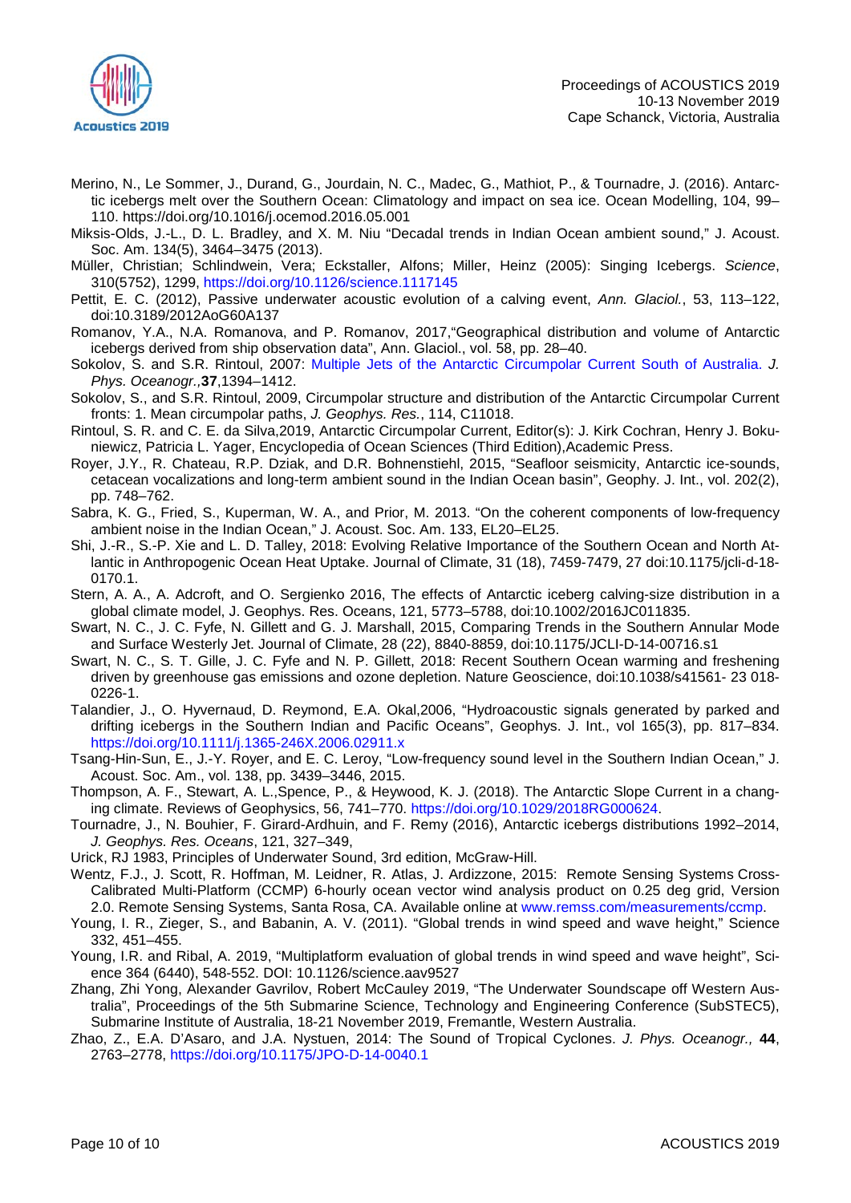Merino, N., Le Sommer, J., Durand, G., Jourdain, N. C., Madec, G., Mathiot, P., & Tournadre, J. (2016). Antarctic icebergs melt over the Southern Ocean: Climatology and impact on sea ice. Ocean Modelling, 104, 99–110. https://doi.org/10.1016/j.ocemod.2016.05.001

Miksis-Olds, J.-L., D. L. Bradley, and X. M. Niu "Decadal trends in Indian Ocean ambient sound," J. Acoust. Soc. Am. 134(5), 3464–3475 (2013).

Müller, Christian; Schlindwein, Vera; Eckstaller, Alfons; Miller, Heinz (2005): Singing Icebergs. *Science*, 310(5752), 1299, https://doi.org/10.1126/science.1117145

Pettit, E. C. (2012), Passive underwater acoustic evolution of a calving event, *Ann. Glaciol.*, 53, 113–122, doi:10.3189/2012AoG60A137

Romanov, Y.A., N.A. Romanova, and P. Romanov, 2017,"Geographical distribution and volume of Antarctic icebergs derived from ship observation data", Ann. Glaciol., vol. 58, pp. 28–40.

Sokolov, S. and S.R. Rintoul, 2007: Multiple Jets of the Antarctic Circumpolar Current South of Australia. *J. Phys. Oceanogr.,* **37**,1394–1412.

Sokolov, S., and S.R. Rintoul, 2009, Circumpolar structure and distribution of the Antarctic Circumpolar Current fronts: 1. Mean circumpolar paths, *J. Geophys. Res.*, 114, C11018.

Rintoul, S. R. and C. E. da Silva,2019, Antarctic Circumpolar Current, Editor(s): J. Kirk Cochran, Henry J. Bokuniewicz, Patricia L. Yager, Encyclopedia of Ocean Sciences (Third Edition),Academic Press.

Royer, J.Y., R. Chateau, R.P. Dziak, and D.R. Bohnenstiehl, 2015, "Seafloor seismicity, Antarctic ice-sounds, cetacean vocalizations and long-term ambient sound in the Indian Ocean basin", Geophy. J. Int., vol. 202(2), pp. 748–762.

Sabra, K. G., Fried, S., Kuperman, W. A., and Prior, M. 2013. "On the coherent components of low-frequency ambient noise in the Indian Ocean," J. Acoust. Soc. Am. 133, EL20–EL25.

Shi, J.-R., S.-P. Xie and L. D. Talley, 2018: Evolving Relative Importance of the Southern Ocean and North Atlantic in Anthropogenic Ocean Heat Uptake. Journal of Climate, 31 (18), 7459-7479, 27 doi:10.1175/jcli-d-18-0170.1.

Stern, A. A., A. Adcroft, and O. Sergienko 2016, The effects of Antarctic iceberg calving-size distribution in a global climate model, J. Geophys. Res. Oceans, 121, 5773–5788, doi:10.1002/2016JC011835.

Swart, N. C., J. C. Fyfe, N. Gillett and G. J. Marshall, 2015, Comparing Trends in the Southern Annular Mode and Surface Westerly Jet. Journal of Climate, 28 (22), 8840-8859, doi:10.1175/JCLI-D-14-00716.s1

Swart, N. C., S. T. Gille, J. C. Fyfe and N. P. Gillett, 2018: Recent Southern Ocean warming and freshening driven by greenhouse gas emissions and ozone depletion. Nature Geoscience, doi:10.1038/s41561- 23 018-0226-1.

Talandier, J., O. Hyvernaud, D. Reymond, E.A. Okal,2006, "Hydroacoustic signals generated by parked and drifting icebergs in the Southern Indian and Pacific Oceans", Geophys. J. Int., vol 165(3), pp. 817–834. https://doi.org/10.1111/j.1365-246X.2006.02911.x

Tsang-Hin-Sun, E., J.-Y. Royer, and E. C. Leroy, "Low-frequency sound level in the Southern Indian Ocean," J. Acoust. Soc. Am., vol. 138, pp. 3439–3446, 2015.

Thompson, A. F., Stewart, A. L.,Spence, P., & Heywood, K. J. (2018). The Antarctic Slope Current in a changing climate. Reviews of Geophysics, 56, 741–770. https://doi.org/10.1029/2018RG000624.

Tournadre, J., N. Bouhier, F. Girard-Ardhuin, and F. Remy (2016), Antarctic icebergs distributions 1992–2014, *J. Geophys. Res. Oceans*, 121, 327–349,

Urick, RJ 1983, Principles of Underwater Sound, 3rd edition, McGraw-Hill.

Wentz, F.J., J. Scott, R. Hoffman, M. Leidner, R. Atlas, J. Ardizzone, 2015: Remote Sensing Systems Cross-Calibrated Multi-Platform (CCMP) 6-hourly ocean vector wind analysis product on 0.25 deg grid, Version 2.0. Remote Sensing Systems, Santa Rosa, CA. Available online at www.remss.com/measurements/ccmp.

Young, I. R., Zieger, S., and Babanin, A. V. (2011). "Global trends in wind speed and wave height," Science 332, 451–455.

Young, I.R. and Ribal, A. 2019, "Multiplatform evaluation of global trends in wind speed and wave height", Science 364 (6440), 548-552. DOI: 10.1126/science.aav9527

Zhang, Zhi Yong, Alexander Gavrilov, Robert McCauley 2019, "The Underwater Soundscape off Western Australia", Proceedings of the 5th Submarine Science, Technology and Engineering Conference (SubSTEC5), Submarine Institute of Australia, 18-21 November 2019, Fremantle, Western Australia.

Zhao, Z., E.A. D'Asaro, and J.A. Nystuen, 2014: The Sound of Tropical Cyclones. *J. Phys. Oceanogr.,* **44**, 2763–2778, https://doi.org/10.1175/JPO-D-14-0040.1